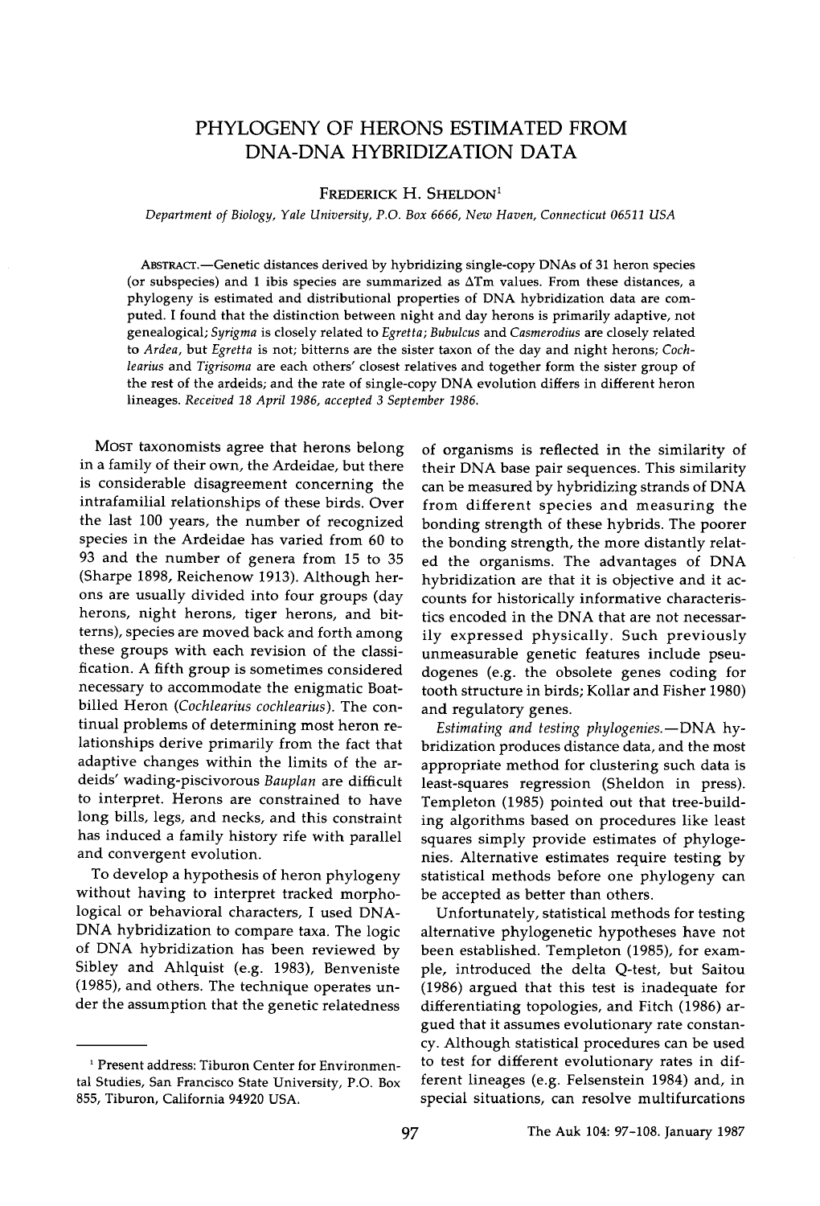# PHYLOGENY OF HERONS ESTIMATED FROM DNA-DNA HYBRIDIZATION DATA

FREDERICK H. SHELDON[1]

*Department of Biology, Yale University, P.O. Box 6666, New Haven, Connecticut 06511 USA*

ABSTRACT.—Genetic distances derived by hybridizing single-copy DNAs of 31 heron species (or subspecies) and 1 ibis species are summarized as ΔTm values. From these distances, a phylogeny is estimated and distributional properties of DNA hybridization data are computed. I found that the distinction between night and day herons is primarily adaptive, not genealogical; *Syrigma* is closely related to *Egretta*; *Bubulcus* and *Casmerodius* are closely related to *Ardea*, but *Egretta* is not; bitterns are the sister taxon of the day and night herons; *Cochlearius* and *Tigrisoma* are each others' closest relatives and together form the sister group of the rest of the ardeids; and the rate of single-copy DNA evolution differs in different heron lineages. *Received 18 April 1986, accepted 3 September 1986.*

MOST taxonomists agree that herons belong in a family of their own, the Ardeidae, but there is considerable disagreement concerning the intrafamilial relationships of these birds. Over the last 100 years, the number of recognized species in the Ardeidae has varied from 60 to 93 and the number of genera from 15 to 35 (Sharpe 1898, Reichenow 1913). Although herons are usually divided into four groups (day herons, night herons, tiger herons, and bitterns), species are moved back and forth among these groups with each revision of the classification. A fifth group is sometimes considered necessary to accommodate the enigmatic Boat-billed Heron (*Cochlearius cochlearius*). The continual problems of determining most heron relationships derive primarily from the fact that adaptive changes within the limits of the ardeids' wading-piscivorous *Bauplan* are difficult to interpret. Herons are constrained to have long bills, legs, and necks, and this constraint has induced a family history rife with parallel and convergent evolution.

To develop a hypothesis of heron phylogeny without having to interpret tracked morphological or behavioral characters, I used DNA-DNA hybridization to compare taxa. The logic of DNA hybridization has been reviewed by Sibley and Ahlquist (e.g. 1983), Benveniste (1985), and others. The technique operates under the assumption that the genetic relatedness of organisms is reflected in the similarity of their DNA base pair sequences. This similarity can be measured by hybridizing strands of DNA from different species and measuring the bonding strength of these hybrids. The poorer the bonding strength, the more distantly related the organisms. The advantages of DNA hybridization are that it is objective and it accounts for historically informative characteristics encoded in the DNA that are not necessarily expressed physically. Such previously unmeasurable genetic features include pseudogenes (e.g. the obsolete genes coding for tooth structure in birds; Kollar and Fisher 1980) and regulatory genes.

*Estimating and testing phylogenies.*—DNA hybridization produces distance data, and the most appropriate method for clustering such data is least-squares regression (Sheldon in press). Templeton (1985) pointed out that tree-building algorithms based on procedures like least squares simply provide estimates of phylogenies. Alternative estimates require testing by statistical methods before one phylogeny can be accepted as better than others.

Unfortunately, statistical methods for testing alternative phylogenetic hypotheses have not been established. Templeton (1985), for example, introduced the delta Q-test, but Saitou (1986) argued that this test is inadequate for differentiating topologies, and Fitch (1986) argued that it assumes evolutionary rate constancy. Although statistical procedures can be used to test for different evolutionary rates in different lineages (e.g. Felsenstein 1984) and, in special situations, can resolve multifurcations

[1] Present address: Tiburon Center for Environmental Studies, San Francisco State University, P.O. Box 855, Tiburon, California 94920 USA.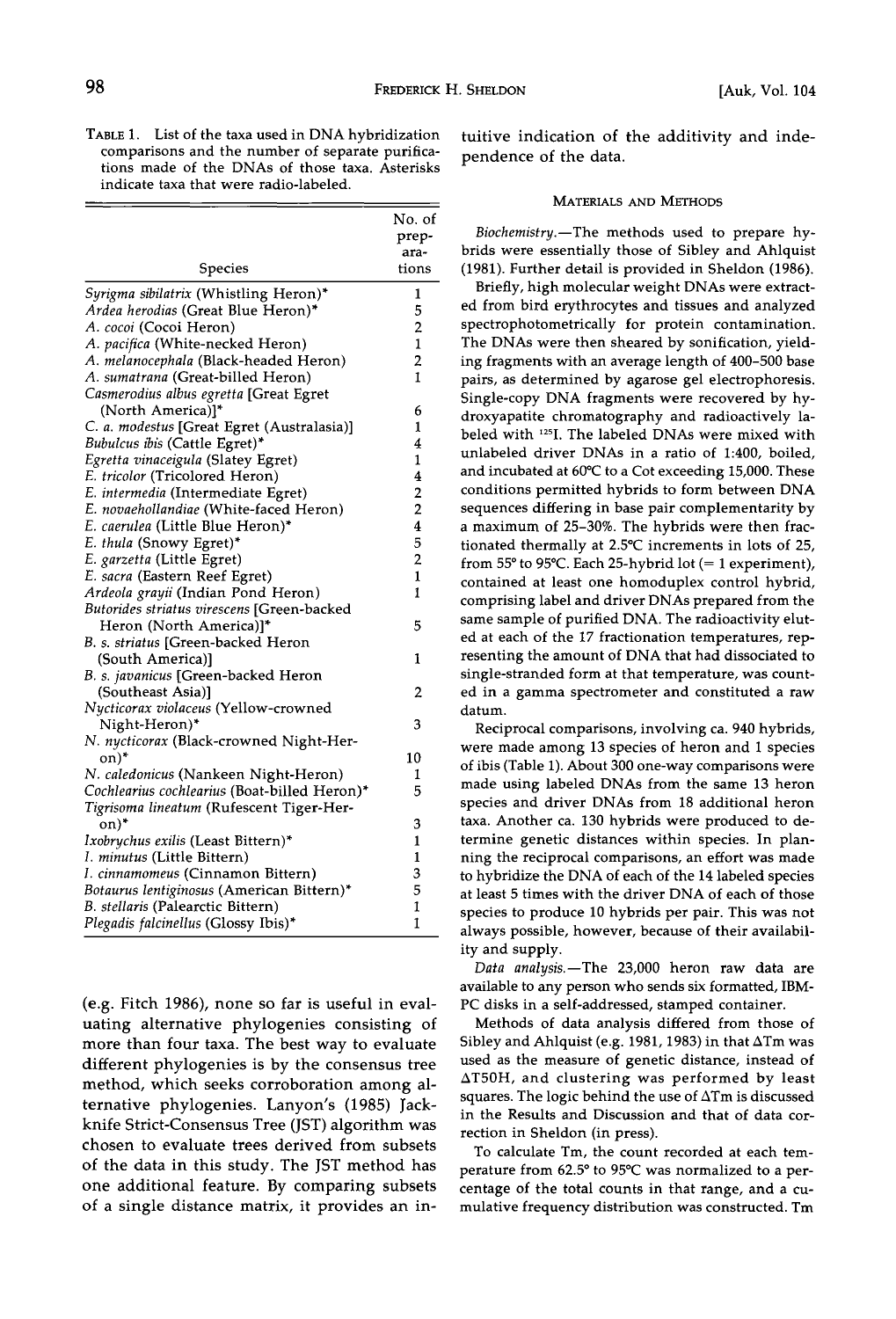TABLE 1. List of the taxa used in DNA hybridization comparisons and the number of separate purifications made of the DNAs of those taxa. Asterisks indicate taxa that were radio-labeled.

| Species | No. of preparations |
|---|---|
| *Syrigma sibilatrix* (Whistling Heron)* | 1 |
| *Ardea herodias* (Great Blue Heron)* | 5 |
| *A. cocoi* (Cocoi Heron) | 2 |
| *A. pacifica* (White-necked Heron) | 1 |
| *A. melanocephala* (Black-headed Heron) | 2 |
| *A. sumatrana* (Great-billed Heron) | 1 |
| *Casmerodius albus egretta* [Great Egret (North America)]* | 6 |
| *C. a. modestus* [Great Egret (Australasia)] | 1 |
| *Bubulcus ibis* (Cattle Egret)* | 4 |
| *Egretta vinaceigula* (Slatey Egret) | 1 |
| *E. tricolor* (Tricolored Heron) | 4 |
| *E. intermedia* (Intermediate Egret) | 2 |
| *E. novaehollandiae* (White-faced Heron) | 2 |
| *E. caerulea* (Little Blue Heron)* | 4 |
| *E. thula* (Snowy Egret)* | 5 |
| *E. garzetta* (Little Egret) | 2 |
| *E. sacra* (Eastern Reef Egret) | 1 |
| *Ardeola grayii* (Indian Pond Heron) | 1 |
| *Butorides striatus virescens* [Green-backed Heron (North America)]* | 5 |
| *B. s. striatus* [Green-backed Heron (South America)] | 1 |
| *B. s. javanicus* [Green-backed Heron (Southeast Asia)] | 2 |
| *Nycticorax violaceus* (Yellow-crowned Night-Heron)* | 3 |
| *N. nycticorax* (Black-crowned Night-Heron)* | 10 |
| *N. caledonicus* (Nankeen Night-Heron) | 1 |
| *Cochlearius cochlearius* (Boat-billed Heron)* | 5 |
| *Tigrisoma lineatum* (Rufescent Tiger-Heron)* | 3 |
| *Ixobrychus exilis* (Least Bittern)* | 1 |
| *I. minutus* (Little Bittern) | 1 |
| *I. cinnamomeus* (Cinnamon Bittern) | 3 |
| *Botaurus lentiginosus* (American Bittern)* | 5 |
| *B. stellaris* (Palearctic Bittern) | 1 |
| *Plegadis falcinellus* (Glossy Ibis)* | 1 |

(e.g. Fitch 1986), none so far is useful in evaluating alternative phylogenies consisting of more than four taxa. The best way to evaluate different phylogenies is by the consensus tree method, which seeks corroboration among alternative phylogenies. Lanyon's (1985) Jackknife Strict-Consensus Tree (JST) algorithm was chosen to evaluate trees derived from subsets of the data in this study. The JST method has one additional feature. By comparing subsets of a single distance matrix, it provides an intuitive indication of the additivity and independence of the data.

## MATERIALS AND METHODS

*Biochemistry.*—The methods used to prepare hybrids were essentially those of Sibley and Ahlquist (1981). Further detail is provided in Sheldon (1986). Briefly, high molecular weight DNAs were extracted from bird erythrocytes and tissues and analyzed spectrophotometrically for protein contamination. The DNAs were then sheared by sonification, yielding fragments with an average length of 400–500 base pairs, as determined by agarose gel electrophoresis. Single-copy DNA fragments were recovered by hydroxyapatite chromatography and radioactively labeled with $^{125}$I. The labeled DNAs were mixed with unlabeled driver DNAs in a ratio of 1:400, boiled, and incubated at 60°C to a Cot exceeding 15,000. These conditions permitted hybrids to form between DNA sequences differing in base pair complementarity by a maximum of 25–30%. The hybrids were then fractionated thermally at 2.5°C increments in lots of 25, from 55° to 95°C. Each 25-hybrid lot (= 1 experiment), contained at least one homoduplex control hybrid, comprising label and driver DNAs prepared from the same sample of purified DNA. The radioactivity eluted at each of the 17 fractionation temperatures, representing the amount of DNA that had dissociated to single-stranded form at that temperature, was counted in a gamma spectrometer and constituted a raw datum.

Reciprocal comparisons, involving ca. 940 hybrids, were made among 13 species of heron and 1 species of ibis (Table 1). About 300 one-way comparisons were made using labeled DNAs from the same 13 heron species and driver DNAs from 18 additional heron taxa. Another ca. 130 hybrids were produced to determine genetic distances within species. In planning the reciprocal comparisons, an effort was made to hybridize the DNA of each of the 14 labeled species at least 5 times with the driver DNA of each of those species to produce 10 hybrids per pair. This was not always possible, however, because of their availability and supply.

*Data analysis.*—The 23,000 heron raw data are available to any person who sends six formatted, IBM-PC disks in a self-addressed, stamped container.

Methods of data analysis differed from those of Sibley and Ahlquist (e.g. 1981, 1983) in that ΔTm was used as the measure of genetic distance, instead of ΔT50H, and clustering was performed by least squares. The logic behind the use of ΔTm is discussed in the Results and Discussion and that of data correction in Sheldon (in press).

To calculate Tm, the count recorded at each temperature from 62.5° to 95°C was normalized to a percentage of the total counts in that range, and a cumulative frequency distribution was constructed. Tm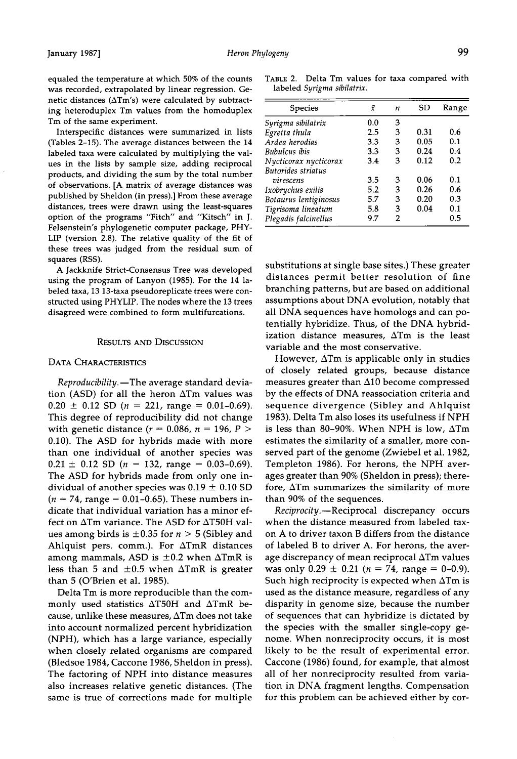equaled the temperature at which 50% of the counts was recorded, extrapolated by linear regression. Genetic distances (ΔTm's) were calculated by subtracting heteroduplex Tm values from the homoduplex Tm of the same experiment.

Interspecific distances were summarized in lists (Tables 2–15). The average distances between the 14 labeled taxa were calculated by multiplying the values in the lists by sample size, adding reciprocal products, and dividing the sum by the total number of observations. [A matrix of average distances was published by Sheldon (in press).] From these average distances, trees were drawn using the least-squares option of the programs "Fitch" and "Kitsch" in J. Felsenstein's phylogenetic computer package, PHYLIP (version 2.8). The relative quality of the fit of these trees was judged from the residual sum of squares (RSS).

A Jackknife Strict-Consensus Tree was developed using the program of Lanyon (1985). For the 14 labeled taxa, 13 13-taxa pseudoreplicate trees were constructed using PHYLIP. The nodes where the 13 trees disagreed were combined to form multifurcations.

## Results and Discussion

### Data Characteristics

*Reproducibility.*—The average standard deviation (ASD) for all the heron ΔTm values was 0.20 ± 0.12 SD ($n$ = 221, range = 0.01–0.69). This degree of reproducibility did not change with genetic distance ($r$ = 0.086, $n$ = 196, $P$ > 0.10). The ASD for hybrids made with more than one individual of another species was 0.21 ± 0.12 SD ($n$ = 132, range = 0.03–0.69). The ASD for hybrids made from only one individual of another species was 0.19 ± 0.10 SD ($n$ = 74, range = 0.01–0.65). These numbers indicate that individual variation has a minor effect on ΔTm variance. The ASD for ΔT50H values among birds is ±0.35 for $n$ > 5 (Sibley and Ahlquist pers. comm.). For ΔTmR distances among mammals, ASD is ±0.2 when ΔTmR is less than 5 and ±0.5 when ΔTmR is greater than 5 (O'Brien et al. 1985).

Delta Tm is more reproducible than the commonly used statistics ΔT50H and ΔTmR because, unlike these measures, ΔTm does not take into account normalized percent hybridization (NPH), which has a large variance, especially when closely related organisms are compared (Bledsoe 1984, Caccone 1986, Sheldon in press). The factoring of NPH into distance measures also increases relative genetic distances. (The same is true of corrections made for multiple substitutions at single base sites.) These greater distances permit better resolution of fine branching patterns, but are based on additional assumptions about DNA evolution, notably that all DNA sequences have homologs and can potentially hybridize. Thus, of the DNA hybridization distance measures, ΔTm is the least variable and the most conservative.

However, ΔTm is applicable only in studies of closely related groups, because distance measures greater than Δ10 become compressed by the effects of DNA reassociation criteria and sequence divergence (Sibley and Ahlquist 1983). Delta Tm also loses its usefulness if NPH is less than 80–90%. When NPH is low, ΔTm estimates the similarity of a smaller, more conserved part of the genome (Zwiebel et al. 1982, Templeton 1986). For herons, the NPH averages greater than 90% (Sheldon in press); therefore, ΔTm summarizes the similarity of more than 90% of the sequences.

*Reciprocity.*—Reciprocal discrepancy occurs when the distance measured from labeled taxon A to driver taxon B differs from the distance of labeled B to driver A. For herons, the average discrepancy of mean reciprocal ΔTm values was only 0.29 ± 0.21 ($n$ = 74, range = 0–0.9). Such high reciprocity is expected when ΔTm is used as the distance measure, regardless of any disparity in genome size, because the number of sequences that can hybridize is dictated by the species with the smaller single-copy genome. When nonreciprocity occurs, it is most likely to be the result of experimental error. Caccone (1986) found, for example, that almost all of her nonreciprocity resulted from variation in DNA fragment lengths. Compensation for this problem can be achieved either by cor-

Table 2. Delta Tm values for taxa compared with labeled *Syrigma sibilatrix*.

| Species | $\bar{x}$ | $n$ | SD | Range |
|---|---|---|---|---|
| *Syrigma sibilatrix* | 0.0 | 3 | | |
| *Egretta thula* | 2.5 | 3 | 0.31 | 0.6 |
| *Ardea herodias* | 3.3 | 3 | 0.05 | 0.1 |
| *Bubulcus ibis* | 3.3 | 3 | 0.24 | 0.4 |
| *Nycticorax nycticorax* | 3.4 | 3 | 0.12 | 0.2 |
| *Butorides striatus virescens* | 3.5 | 3 | 0.06 | 0.1 |
| *Ixobrychus exilis* | 5.2 | 3 | 0.26 | 0.6 |
| *Botaurus lentiginosus* | 5.7 | 3 | 0.20 | 0.3 |
| *Tigrisoma lineatum* | 5.8 | 3 | 0.04 | 0.1 |
| *Plegadis falcinellus* | 9.7 | 2 | | 0.5 |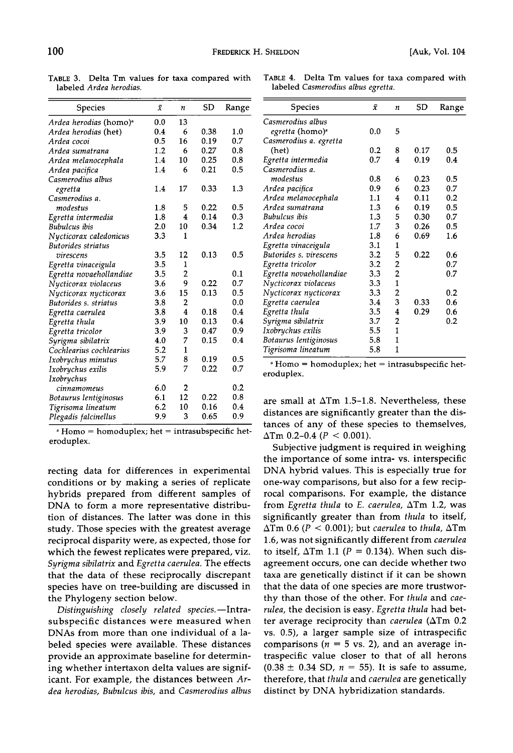TABLE 3. Delta Tm values for taxa compared with labeled *Ardea herodias*.

| Species | $\bar{x}$ | $n$ | SD | Range |
|---|---|---|---|---|
| *Ardea herodias* (homo)[a] | 0.0 | 13 | | |
| *Ardea herodias* (het) | 0.4 | 6 | 0.38 | 1.0 |
| *Ardea cocoi* | 0.5 | 16 | 0.19 | 0.7 |
| *Ardea sumatrana* | 1.2 | 6 | 0.27 | 0.8 |
| *Ardea melanocephala* | 1.4 | 10 | 0.25 | 0.8 |
| *Ardea pacifica* | 1.4 | 6 | 0.21 | 0.5 |
| *Casmerodius albus egretta* | 1.4 | 17 | 0.33 | 1.3 |
| *Casmerodius a. modestus* | 1.8 | 5 | 0.22 | 0.5 |
| *Egretta intermedia* | 1.8 | 4 | 0.14 | 0.3 |
| *Bubulcus ibis* | 2.0 | 10 | 0.34 | 1.2 |
| *Nycticorax caledonicus* | 3.3 | 1 | | |
| *Butorides striatus virescens* | 3.5 | 12 | 0.13 | 0.5 |
| *Egretta vinaceigula* | 3.5 | 1 | | |
| *Egretta novaehollandiae* | 3.5 | 2 | | 0.1 |
| *Nycticorax violaceus* | 3.6 | 9 | 0.22 | 0.7 |
| *Nycticorax nycticorax* | 3.6 | 15 | 0.13 | 0.5 |
| *Butorides s. striatus* | 3.8 | 2 | | 0.0 |
| *Egretta caerulea* | 3.8 | 4 | 0.18 | 0.4 |
| *Egretta thula* | 3.9 | 10 | 0.13 | 0.4 |
| *Egretta tricolor* | 3.9 | 3 | 0.47 | 0.9 |
| *Syrigma sibilatrix* | 4.0 | 7 | 0.15 | 0.4 |
| *Cochlearius cochlearius* | 5.2 | 1 | | |
| *Ixobrychus minutus* | 5.7 | 8 | 0.19 | 0.5 |
| *Ixobrychus exilis* | 5.9 | 7 | 0.22 | 0.7 |
| *Ixobrychus cinnamomeus* | 6.0 | 2 | | 0.2 |
| *Botaurus lentiginosus* | 6.1 | 12 | 0.22 | 0.8 |
| *Tigrisoma lineatum* | 6.2 | 10 | 0.16 | 0.4 |
| *Plegadis falcinellus* | 9.9 | 3 | 0.65 | 0.9 |

[a] Homo = homoduplex; het = intrasubspecific heteroduplex.

TABLE 4. Delta Tm values for taxa compared with labeled *Casmerodius albus egretta*.

| Species | $\bar{x}$ | $n$ | SD | Range |
|---|---|---|---|---|
| *Casmerodius albus egretta* (homo)[a] | 0.0 | 5 | | |
| *Casmerodius a. egretta* (het) | 0.2 | 8 | 0.17 | 0.5 |
| *Egretta intermedia* | 0.7 | 4 | 0.19 | 0.4 |
| *Casmerodius a. modestus* | 0.8 | 6 | 0.23 | 0.5 |
| *Ardea pacifica* | 0.9 | 6 | 0.23 | 0.7 |
| *Ardea melanocephala* | 1.1 | 4 | 0.11 | 0.2 |
| *Ardea sumatrana* | 1.3 | 6 | 0.19 | 0.5 |
| *Bubulcus ibis* | 1.3 | 5 | 0.30 | 0.7 |
| *Ardea cocoi* | 1.7 | 3 | 0.26 | 0.5 |
| *Ardea herodias* | 1.8 | 6 | 0.69 | 1.6 |
| *Egretta vinaceigula* | 3.1 | 1 | | |
| *Butorides s. virescens* | 3.2 | 5 | 0.22 | 0.6 |
| *Egretta tricolor* | 3.2 | 2 | | 0.7 |
| *Egretta novaehollandiae* | 3.3 | 2 | | 0.7 |
| *Nycticorax violaceus* | 3.3 | 1 | | |
| *Nycticorax nycticorax* | 3.3 | 2 | | 0.2 |
| *Egretta caerulea* | 3.4 | 3 | 0.33 | 0.6 |
| *Egretta thula* | 3.5 | 4 | 0.29 | 0.6 |
| *Syrigma sibilatrix* | 3.7 | 2 | | 0.2 |
| *Ixobrychus exilis* | 5.5 | 1 | | |
| *Botaurus lentiginosus* | 5.8 | 1 | | |
| *Tigrisoma lineatum* | 5.8 | 1 | | |

[a] Homo = homoduplex; het = intrasubspecific heteroduplex.

recting data for differences in experimental conditions or by making a series of replicate hybrids prepared from different samples of DNA to form a more representative distribution of distances. The latter was done in this study. Those species with the greatest average reciprocal disparity were, as expected, those for which the fewest replicates were prepared, viz. *Syrigma sibilatrix* and *Egretta caerulea*. The effects that the data of these reciprocally discrepant species have on tree-building are discussed in the Phylogeny section below.

*Distinguishing closely related species.*—Intrasubspecific distances were measured when DNAs from more than one individual of a labeled species were available. These distances provide an approximate baseline for determining whether intertaxon delta values are significant. For example, the distances between *Ardea herodias*, *Bubulcus ibis*, and *Casmerodius albus* are small at ΔTm 1.5–1.8. Nevertheless, these distances are significantly greater than the distances of any of these species to themselves, ΔTm 0.2–0.4 ($P < 0.001$).

Subjective judgment is required in weighing the importance of some intra- vs. interspecific DNA hybrid values. This is especially true for one-way comparisons, but also for a few reciprocal comparisons. For example, the distance from *Egretta thula* to *E. caerulea*, ΔTm 1.2, was significantly greater than from *thula* to itself, ΔTm 0.6 ($P < 0.001$); but *caerulea* to *thula*, ΔTm 1.6, was not significantly different from *caerulea* to itself, ΔTm 1.1 ($P = 0.134$). When such disagreement occurs, one can decide whether two taxa are genetically distinct if it can be shown that the data of one species are more trustworthy than those of the other. For *thula* and *caerulea*, the decision is easy. *Egretta thula* had better average reciprocity than *caerulea* (ΔTm 0.2 vs. 0.5), a larger sample size of intraspecific comparisons ($n = 5$ vs. 2), and an average intraspecific value closer to that of all herons ($0.38 \pm 0.34$ SD, $n = 55$). It is safe to assume, therefore, that *thula* and *caerulea* are genetically distinct by DNA hybridization standards.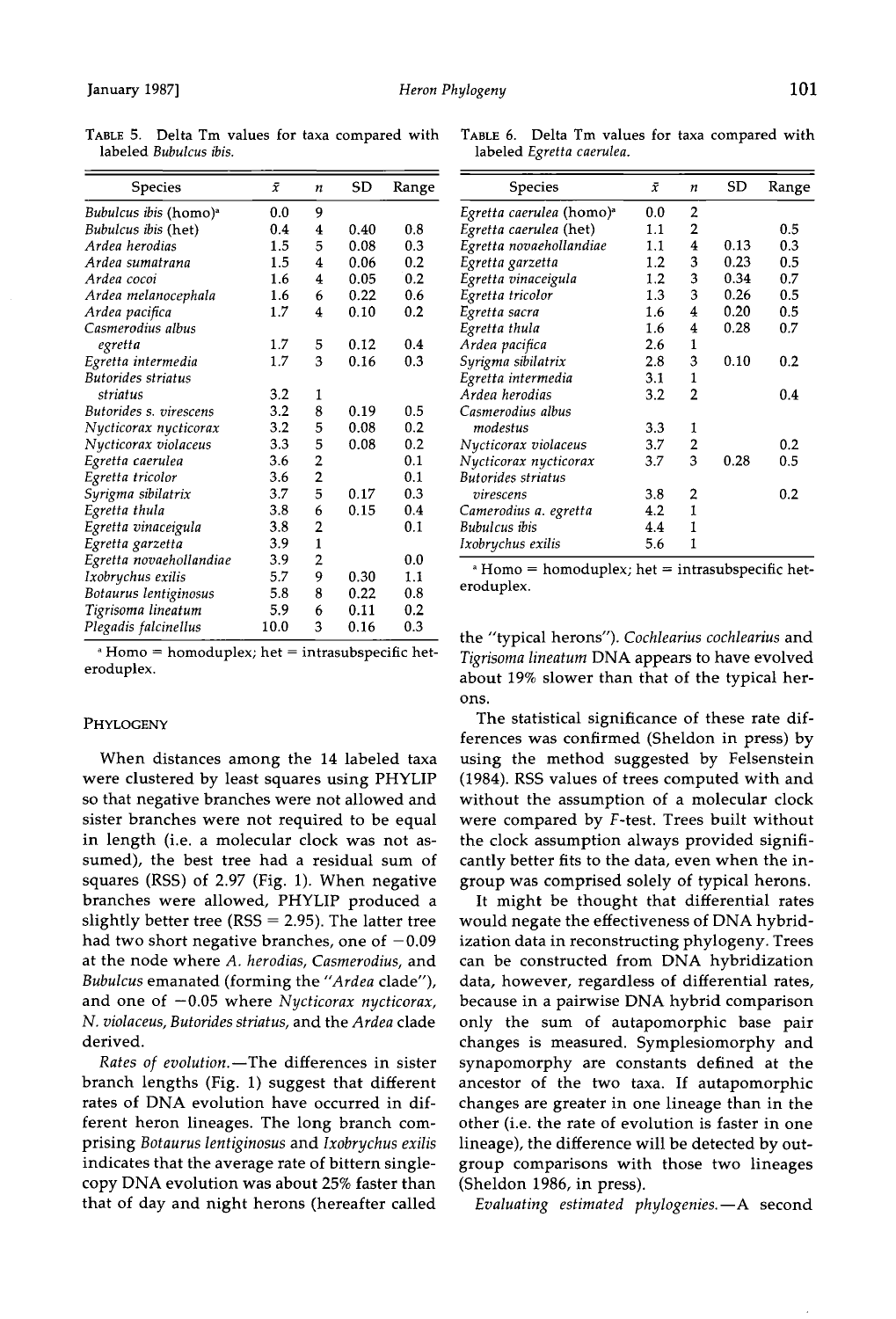TABLE 5. Delta Tm values for taxa compared with labeled *Bubulcus ibis*.

| Species | $\bar{x}$ | *n* | SD | Range |
|---|---|---|---|---|
| *Bubulcus ibis* (homo)[a] | 0.0 | 9 | | |
| *Bubulcus ibis* (het) | 0.4 | 4 | 0.40 | 0.8 |
| *Ardea herodias* | 1.5 | 5 | 0.08 | 0.3 |
| *Ardea sumatrana* | 1.5 | 4 | 0.06 | 0.2 |
| *Ardea cocoi* | 1.6 | 4 | 0.05 | 0.2 |
| *Ardea melanocephala* | 1.6 | 6 | 0.22 | 0.6 |
| *Ardea pacifica* | 1.7 | 4 | 0.10 | 0.2 |
| *Casmerodius albus egretta* | 1.7 | 5 | 0.12 | 0.4 |
| *Egretta intermedia* | 1.7 | 3 | 0.16 | 0.3 |
| *Butorides striatus striatus* | 3.2 | 1 | | |
| *Butorides s. virescens* | 3.2 | 8 | 0.19 | 0.5 |
| *Nycticorax nycticorax* | 3.2 | 5 | 0.08 | 0.2 |
| *Nycticorax violaceus* | 3.3 | 5 | 0.08 | 0.2 |
| *Egretta caerulea* | 3.6 | 2 | | 0.1 |
| *Egretta tricolor* | 3.6 | 2 | | 0.1 |
| *Syrigma sibilatrix* | 3.7 | 5 | 0.17 | 0.3 |
| *Egretta thula* | 3.8 | 6 | 0.15 | 0.4 |
| *Egretta vinaceigula* | 3.8 | 2 | | 0.1 |
| *Egretta garzetta* | 3.9 | 1 | | |
| *Egretta novaehollandiae* | 3.9 | 2 | | 0.0 |
| *Ixobrychus exilis* | 5.7 | 9 | 0.30 | 1.1 |
| *Botaurus lentiginosus* | 5.8 | 8 | 0.22 | 0.8 |
| *Tigrisoma lineatum* | 5.9 | 6 | 0.11 | 0.2 |
| *Plegadis falcinellus* | 10.0 | 3 | 0.16 | 0.3 |

[a] Homo = homoduplex; het = intrasubspecific heteroduplex.

TABLE 6. Delta Tm values for taxa compared with labeled *Egretta caerulea*.

| Species | $\bar{x}$ | *n* | SD | Range |
|---|---|---|---|---|
| *Egretta caerulea* (homo)[a] | 0.0 | 2 | | |
| *Egretta caerulea* (het) | 1.1 | 2 | | 0.5 |
| *Egretta novaehollandiae* | 1.1 | 4 | 0.13 | 0.3 |
| *Egretta garzetta* | 1.2 | 3 | 0.23 | 0.5 |
| *Egretta vinaceigula* | 1.2 | 3 | 0.34 | 0.7 |
| *Egretta tricolor* | 1.3 | 3 | 0.26 | 0.5 |
| *Egretta sacra* | 1.6 | 4 | 0.20 | 0.5 |
| *Egretta thula* | 1.6 | 4 | 0.28 | 0.7 |
| *Ardea pacifica* | 2.6 | 1 | | |
| *Syrigma sibilatrix* | 2.8 | 3 | 0.10 | 0.2 |
| *Egretta intermedia* | 3.1 | 1 | | |
| *Ardea herodias* | 3.2 | 2 | | 0.4 |
| *Casmerodius albus modestus* | 3.3 | 1 | | |
| *Nycticorax violaceus* | 3.7 | 2 | | 0.2 |
| *Nycticorax nycticorax* | 3.7 | 3 | 0.28 | 0.5 |
| *Butorides striatus virescens* | 3.8 | 2 | | 0.2 |
| *Camerodius a. egretta* | 4.2 | 1 | | |
| *Bubulcus ibis* | 4.4 | 1 | | |
| *Ixobrychus exilis* | 5.6 | 1 | | |

[a] Homo = homoduplex; het = intrasubspecific heteroduplex.

## PHYLOGENY

When distances among the 14 labeled taxa were clustered by least squares using PHYLIP so that negative branches were not allowed and sister branches were not required to be equal in length (i.e. a molecular clock was not assumed), the best tree had a residual sum of squares (RSS) of 2.97 (Fig. 1). When negative branches were allowed, PHYLIP produced a slightly better tree (RSS = 2.95). The latter tree had two short negative branches, one of −0.09 at the node where *A. herodias*, *Casmerodius*, and *Bubulcus* emanated (forming the "*Ardea* clade"), and one of −0.05 where *Nycticorax nycticorax*, *N. violaceus*, *Butorides striatus*, and the *Ardea* clade derived.

*Rates of evolution.*—The differences in sister branch lengths (Fig. 1) suggest that different rates of DNA evolution have occurred in different heron lineages. The long branch comprising *Botaurus lentiginosus* and *Ixobrychus exilis* indicates that the average rate of bittern single-copy DNA evolution was about 25% faster than that of day and night herons (hereafter called the "typical herons"). *Cochlearius cochlearius* and *Tigrisoma lineatum* DNA appears to have evolved about 19% slower than that of the typical herons.

The statistical significance of these rate differences was confirmed (Sheldon in press) by using the method suggested by Felsenstein (1984). RSS values of trees computed with and without the assumption of a molecular clock were compared by *F*-test. Trees built without the clock assumption always provided significantly better fits to the data, even when the ingroup was comprised solely of typical herons.

It might be thought that differential rates would negate the effectiveness of DNA hybridization data in reconstructing phylogeny. Trees can be constructed from DNA hybridization data, however, regardless of differential rates, because in a pairwise DNA hybrid comparison only the sum of autapomorphic base pair changes is measured. Symplesiomorphy and synapomorphy are constants defined at the ancestor of the two taxa. If autapomorphic changes are greater in one lineage than in the other (i.e. the rate of evolution is faster in one lineage), the difference will be detected by outgroup comparisons with those two lineages (Sheldon 1986, in press).

*Evaluating estimated phylogenies.*—A second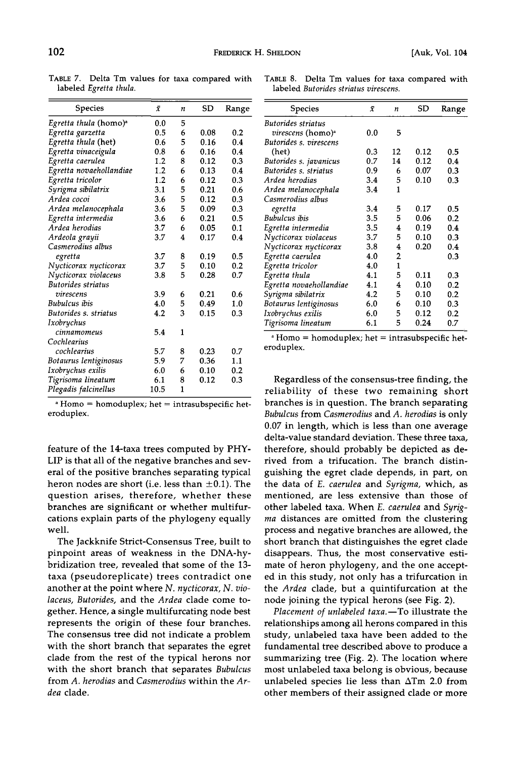TABLE 7. Delta Tm values for taxa compared with labeled *Egretta thula*.

| Species | $\bar{x}$ | n | SD | Range |
|---|---|---|---|---|
| *Egretta thula* (homo)[a] | 0.0 | 5 | | |
| *Egretta garzetta* | 0.5 | 6 | 0.08 | 0.2 |
| *Egretta thula* (het) | 0.6 | 5 | 0.16 | 0.4 |
| *Egretta vinaceigula* | 0.8 | 6 | 0.16 | 0.4 |
| *Egretta caerulea* | 1.2 | 8 | 0.12 | 0.3 |
| *Egretta novaehollandiae* | 1.2 | 6 | 0.13 | 0.4 |
| *Egretta tricolor* | 1.2 | 6 | 0.12 | 0.3 |
| *Syrigma sibilatrix* | 3.1 | 5 | 0.21 | 0.6 |
| *Ardea cocoi* | 3.6 | 5 | 0.12 | 0.3 |
| *Ardea melanocephala* | 3.6 | 5 | 0.09 | 0.3 |
| *Egretta intermedia* | 3.6 | 6 | 0.21 | 0.5 |
| *Ardea herodias* | 3.7 | 6 | 0.05 | 0.1 |
| *Ardeola grayii* | 3.7 | 4 | 0.17 | 0.4 |
| *Casmerodius albus egretta* | 3.7 | 8 | 0.19 | 0.5 |
| *Nycticorax nycticorax* | 3.7 | 5 | 0.10 | 0.2 |
| *Nycticorax violaceus* | 3.8 | 5 | 0.28 | 0.7 |
| *Butorides striatus virescens* | 3.9 | 6 | 0.21 | 0.6 |
| *Bubulcus ibis* | 4.0 | 5 | 0.49 | 1.0 |
| *Butorides s. striatus* | 4.2 | 3 | 0.15 | 0.3 |
| *Ixobrychus cinnamomeus* | 5.4 | 1 | | |
| *Cochlearius cochlearius* | 5.7 | 8 | 0.23 | 0.7 |
| *Botaurus lentiginosus* | 5.9 | 7 | 0.36 | 1.1 |
| *Ixobrychus exilis* | 6.0 | 6 | 0.10 | 0.2 |
| *Tigrisoma lineatum* | 6.1 | 8 | 0.12 | 0.3 |
| *Plegadis falcinellus* | 10.5 | 1 | | |

[a] Homo = homoduplex; het = intrasubspecific heteroduplex.

TABLE 8. Delta Tm values for taxa compared with labeled *Butorides striatus virescens*.

| Species | $\bar{x}$ | n | SD | Range |
|---|---|---|---|---|
| *Butorides striatus virescens* (homo)[a] | 0.0 | 5 | | |
| *Butorides s. virescens* (het) | 0.3 | 12 | 0.12 | 0.5 |
| *Butorides s. javanicus* | 0.7 | 14 | 0.12 | 0.4 |
| *Butorides s. striatus* | 0.9 | 6 | 0.07 | 0.3 |
| *Ardea herodias* | 3.4 | 5 | 0.10 | 0.3 |
| *Ardea melanocephala* | 3.4 | 1 | | |
| *Casmerodius albus egretta* | 3.4 | 5 | 0.17 | 0.5 |
| *Bubulcus ibis* | 3.5 | 5 | 0.06 | 0.2 |
| *Egretta intermedia* | 3.5 | 4 | 0.19 | 0.4 |
| *Nycticorax violaceus* | 3.7 | 5 | 0.10 | 0.3 |
| *Nycticorax nycticorax* | 3.8 | 4 | 0.20 | 0.4 |
| *Egretta caerulea* | 4.0 | 2 | | 0.3 |
| *Egretta tricolor* | 4.0 | 1 | | |
| *Egretta thula* | 4.1 | 5 | 0.11 | 0.3 |
| *Egretta novaehollandiae* | 4.1 | 4 | 0.10 | 0.2 |
| *Syrigma sibilatrix* | 4.2 | 5 | 0.10 | 0.2 |
| *Botaurus lentiginosus* | 6.0 | 6 | 0.10 | 0.3 |
| *Ixobrychus exilis* | 6.0 | 5 | 0.12 | 0.2 |
| *Tigrisoma lineatum* | 6.1 | 5 | 0.24 | 0.7 |

[a] Homo = homoduplex; het = intrasubspecific heteroduplex.

feature of the 14-taxa trees computed by PHYLIP is that all of the negative branches and several of the positive branches separating typical heron nodes are short (i.e. less than $\pm 0.1$). The question arises, therefore, whether these branches are significant or whether multifurcations explain parts of the phylogeny equally well.

The Jackknife Strict-Consensus Tree, built to pinpoint areas of weakness in the DNA-hybridization tree, revealed that some of the 13-taxa (pseudoreplicate) trees contradict one another at the point where *N. nycticorax*, *N. violaceus*, *Butorides*, and the *Ardea* clade come together. Hence, a single multifurcating node best represents the origin of these four branches. The consensus tree did not indicate a problem with the short branch that separates the egret clade from the rest of the typical herons nor with the short branch that separates *Bubulcus* from *A. herodias* and *Casmerodius* within the *Ardea* clade.

Regardless of the consensus-tree finding, the reliability of these two remaining short branches is in question. The branch separating *Bubulcus* from *Casmerodius* and *A. herodias* is only 0.07 in length, which is less than one average delta-value standard deviation. These three taxa, therefore, should probably be depicted as derived from a trifucation. The branch distinguishing the egret clade depends, in part, on the data of *E. caerulea* and *Syrigma*, which, as mentioned, are less extensive than those of other labeled taxa. When *E. caerulea* and *Syrigma* distances are omitted from the clustering process and negative branches are allowed, the short branch that distinguishes the egret clade disappears. Thus, the most conservative estimate of heron phylogeny, and the one accepted in this study, not only has a trifurcation in the *Ardea* clade, but a quintifurcation at the node joining the typical herons (see Fig. 2).

*Placement of unlabeled taxa.*—To illustrate the relationships among all herons compared in this study, unlabeled taxa have been added to the fundamental tree described above to produce a summarizing tree (Fig. 2). The location where most unlabeled taxa belong is obvious, because unlabeled species lie less than $\Delta$Tm 2.0 from other members of their assigned clade or more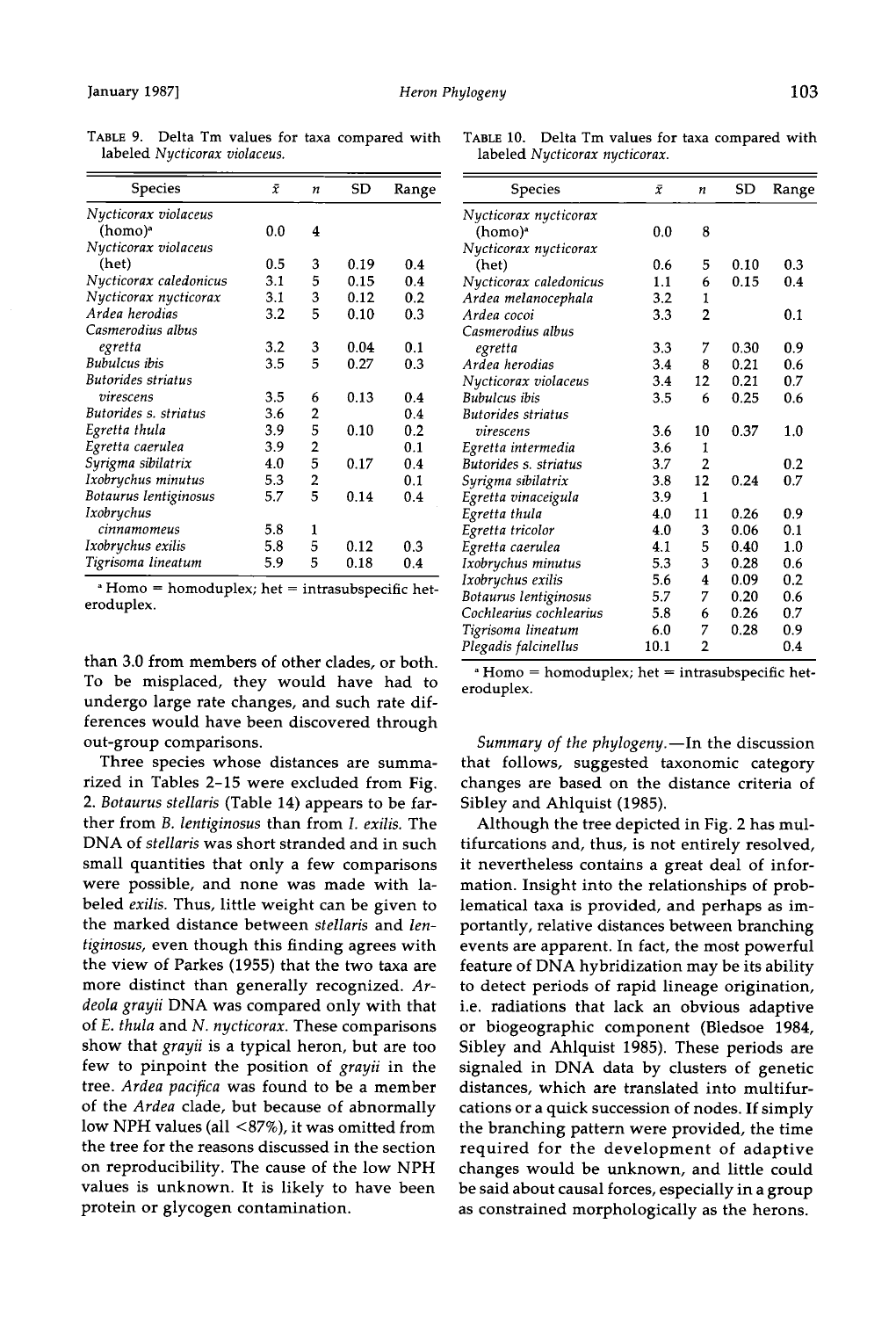TABLE 9. Delta Tm values for taxa compared with labeled *Nycticorax violaceus*.

| Species | $\bar{x}$ | $n$ | SD | Range |
|---|---|---|---|---|
| *Nycticorax violaceus* (homo)[a] | 0.0 | 4 | | |
| *Nycticorax violaceus* (het) | 0.5 | 3 | 0.19 | 0.4 |
| *Nycticorax caledonicus* | 3.1 | 5 | 0.15 | 0.4 |
| *Nycticorax nycticorax* | 3.1 | 3 | 0.12 | 0.2 |
| *Ardea herodias* | 3.2 | 5 | 0.10 | 0.3 |
| *Casmerodius albus egretta* | 3.2 | 3 | 0.04 | 0.1 |
| *Bubulcus ibis* | 3.5 | 5 | 0.27 | 0.3 |
| *Butorides striatus virescens* | 3.5 | 6 | 0.13 | 0.4 |
| *Butorides s. striatus* | 3.6 | 2 | | 0.4 |
| *Egretta thula* | 3.9 | 5 | 0.10 | 0.2 |
| *Egretta caerulea* | 3.9 | 2 | | 0.1 |
| *Syrigma sibilatrix* | 4.0 | 5 | 0.17 | 0.4 |
| *Ixobrychus minutus* | 5.3 | 2 | | 0.1 |
| *Botaurus lentiginosus* | 5.7 | 5 | 0.14 | 0.4 |
| *Ixobrychus cinnamomeus* | 5.8 | 1 | | |
| *Ixobrychus exilis* | 5.8 | 5 | 0.12 | 0.3 |
| *Tigrisoma lineatum* | 5.9 | 5 | 0.18 | 0.4 |

[a] Homo = homoduplex; het = intrasubspecific heteroduplex.

TABLE 10. Delta Tm values for taxa compared with labeled *Nycticorax nycticorax*.

| Species | $\bar{x}$ | $n$ | SD | Range |
|---|---|---|---|---|
| *Nycticorax nycticorax* (homo)[a] | 0.0 | 8 | | |
| *Nycticorax nycticorax* (het) | 0.6 | 5 | 0.10 | 0.3 |
| *Nycticorax caledonicus* | 1.1 | 6 | 0.15 | 0.4 |
| *Ardea melanocephala* | 3.2 | 1 | | |
| *Ardea cocoi* | 3.3 | 2 | | 0.1 |
| *Casmerodius albus egretta* | 3.3 | 7 | 0.30 | 0.9 |
| *Ardea herodias* | 3.4 | 8 | 0.21 | 0.6 |
| *Nycticorax violaceus* | 3.4 | 12 | 0.21 | 0.7 |
| *Bubulcus ibis* | 3.5 | 6 | 0.25 | 0.6 |
| *Butorides striatus virescens* | 3.6 | 10 | 0.37 | 1.0 |
| *Egretta intermedia* | 3.6 | 1 | | |
| *Butorides s. striatus* | 3.7 | 2 | | 0.2 |
| *Syrigma sibilatrix* | 3.8 | 12 | 0.24 | 0.7 |
| *Egretta vinaceigula* | 3.9 | 1 | | |
| *Egretta thula* | 4.0 | 11 | 0.26 | 0.9 |
| *Egretta tricolor* | 4.0 | 3 | 0.06 | 0.1 |
| *Egretta caerulea* | 4.1 | 5 | 0.40 | 1.0 |
| *Ixobrychus minutus* | 5.3 | 3 | 0.28 | 0.6 |
| *Ixobrychus exilis* | 5.6 | 4 | 0.09 | 0.2 |
| *Botaurus lentiginosus* | 5.7 | 7 | 0.20 | 0.6 |
| *Cochlearius cochlearius* | 5.8 | 6 | 0.26 | 0.7 |
| *Tigrisoma lineatum* | 6.0 | 7 | 0.28 | 0.9 |
| *Plegadis falcinellus* | 10.1 | 2 | | 0.4 |

[a] Homo = homoduplex; het = intrasubspecific heteroduplex.

than 3.0 from members of other clades, or both. To be misplaced, they would have had to undergo large rate changes, and such rate differences would have been discovered through out-group comparisons.

Three species whose distances are summarized in Tables 2–15 were excluded from Fig. 2. *Botaurus stellaris* (Table 14) appears to be farther from *B. lentiginosus* than from *I. exilis*. The DNA of *stellaris* was short stranded and in such small quantities that only a few comparisons were possible, and none was made with labeled *exilis*. Thus, little weight can be given to the marked distance between *stellaris* and *lentiginosus*, even though this finding agrees with the view of Parkes (1955) that the two taxa are more distinct than generally recognized. *Ardeola grayii* DNA was compared only with that of *E. thula* and *N. nycticorax*. These comparisons show that *grayii* is a typical heron, but are too few to pinpoint the position of *grayii* in the tree. *Ardea pacifica* was found to be a member of the *Ardea* clade, but because of abnormally low NPH values (all <87%), it was omitted from the tree for the reasons discussed in the section on reproducibility. The cause of the low NPH values is unknown. It is likely to have been protein or glycogen contamination.

*Summary of the phylogeny.*—In the discussion that follows, suggested taxonomic category changes are based on the distance criteria of Sibley and Ahlquist (1985).

Although the tree depicted in Fig. 2 has multifurcations and, thus, is not entirely resolved, it nevertheless contains a great deal of information. Insight into the relationships of problematical taxa is provided, and perhaps as importantly, relative distances between branching events are apparent. In fact, the most powerful feature of DNA hybridization may be its ability to detect periods of rapid lineage origination, i.e. radiations that lack an obvious adaptive or biogeographic component (Bledsoe 1984, Sibley and Ahlquist 1985). These periods are signaled in DNA data by clusters of genetic distances, which are translated into multifurcations or a quick succession of nodes. If simply the branching pattern were provided, the time required for the development of adaptive changes would be unknown, and little could be said about causal forces, especially in a group as constrained morphologically as the herons.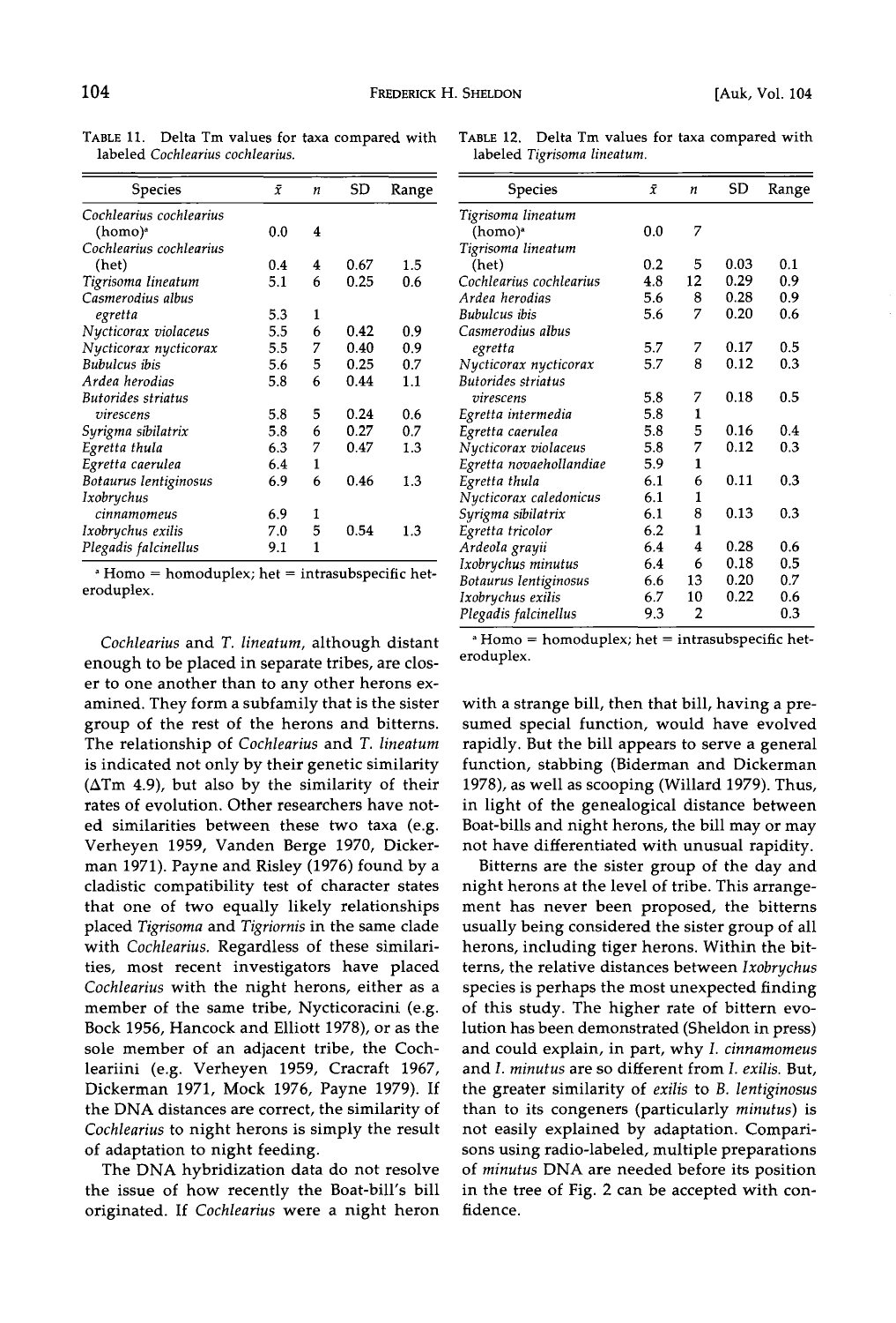TABLE 11. Delta Tm values for taxa compared with labeled *Cochlearius cochlearius*.

| Species | $\bar{x}$ | $n$ | SD | Range |
|---|---|---|---|---|
| *Cochlearius cochlearius* (homo)[a] | 0.0 | 4 | | |
| *Cochlearius cochlearius* (het) | 0.4 | 4 | 0.67 | 1.5 |
| *Tigrisoma lineatum* | 5.1 | 6 | 0.25 | 0.6 |
| *Casmerodius albus egretta* | 5.3 | 1 | | |
| *Nycticorax violaceus* | 5.5 | 6 | 0.42 | 0.9 |
| *Nycticorax nycticorax* | 5.5 | 7 | 0.40 | 0.9 |
| *Bubulcus ibis* | 5.6 | 5 | 0.25 | 0.7 |
| *Ardea herodias* | 5.8 | 6 | 0.44 | 1.1 |
| *Butorides striatus virescens* | 5.8 | 5 | 0.24 | 0.6 |
| *Syrigma sibilatrix* | 5.8 | 6 | 0.27 | 0.7 |
| *Egretta thula* | 6.3 | 7 | 0.47 | 1.3 |
| *Egretta caerulea* | 6.4 | 1 | | |
| *Botaurus lentiginosus* | 6.9 | 6 | 0.46 | 1.3 |
| *Ixobrychus cinnamomeus* | 6.9 | 1 | | |
| *Ixobrychus exilis* | 7.0 | 5 | 0.54 | 1.3 |
| *Plegadis falcinellus* | 9.1 | 1 | | |

[a] Homo = homoduplex; het = intrasubspecific heteroduplex.

TABLE 12. Delta Tm values for taxa compared with labeled *Tigrisoma lineatum*.

| Species | $\bar{x}$ | $n$ | SD | Range |
|---|---|---|---|---|
| *Tigrisoma lineatum* (homo)[a] | 0.0 | 7 | | |
| *Tigrisoma lineatum* (het) | 0.2 | 5 | 0.03 | 0.1 |
| *Cochlearius cochlearius* | 4.8 | 12 | 0.29 | 0.9 |
| *Ardea herodias* | 5.6 | 8 | 0.28 | 0.9 |
| *Bubulcus ibis* | 5.6 | 7 | 0.20 | 0.6 |
| *Casmerodius albus egretta* | 5.7 | 7 | 0.17 | 0.5 |
| *Nycticorax nycticorax* | 5.7 | 8 | 0.12 | 0.3 |
| *Butorides striatus virescens* | 5.8 | 7 | 0.18 | 0.5 |
| *Egretta intermedia* | 5.8 | 1 | | |
| *Egretta caerulea* | 5.8 | 5 | 0.16 | 0.4 |
| *Nycticorax violaceus* | 5.8 | 7 | 0.12 | 0.3 |
| *Egretta novaehollandiae* | 5.9 | 1 | | |
| *Egretta thula* | 6.1 | 6 | 0.11 | 0.3 |
| *Nycticorax caledonicus* | 6.1 | 1 | | |
| *Syrigma sibilatrix* | 6.1 | 8 | 0.13 | 0.3 |
| *Egretta tricolor* | 6.2 | 1 | | |
| *Ardeola grayii* | 6.4 | 4 | 0.28 | 0.6 |
| *Ixobrychus minutus* | 6.4 | 6 | 0.18 | 0.5 |
| *Botaurus lentiginosus* | 6.6 | 13 | 0.20 | 0.7 |
| *Ixobrychus exilis* | 6.7 | 10 | 0.22 | 0.6 |
| *Plegadis falcinellus* | 9.3 | 2 | | 0.3 |

[a] Homo = homoduplex; het = intrasubspecific heteroduplex.

*Cochlearius* and *T. lineatum*, although distant enough to be placed in separate tribes, are closer to one another than to any other herons examined. They form a subfamily that is the sister group of the rest of the herons and bitterns. The relationship of *Cochlearius* and *T. lineatum* is indicated not only by their genetic similarity ($\Delta$Tm 4.9), but also by the similarity of their rates of evolution. Other researchers have noted similarities between these two taxa (e.g. Verheyen 1959, Vanden Berge 1970, Dickerman 1971). Payne and Risley (1976) found by a cladistic compatibility test of character states that one of two equally likely relationships placed *Tigrisoma* and *Tigriornis* in the same clade with *Cochlearius*. Regardless of these similarities, most recent investigators have placed *Cochlearius* with the night herons, either as a member of the same tribe, Nycticoracini (e.g. Bock 1956, Hancock and Elliott 1978), or as the sole member of an adjacent tribe, the Cochleariini (e.g. Verheyen 1959, Cracraft 1967, Dickerman 1971, Mock 1976, Payne 1979). If the DNA distances are correct, the similarity of *Cochlearius* to night herons is simply the result of adaptation to night feeding.

The DNA hybridization data do not resolve the issue of how recently the Boat-bill's bill originated. If *Cochlearius* were a night heron with a strange bill, then that bill, having a presumed special function, would have evolved rapidly. But the bill appears to serve a general function, stabbing (Biderman and Dickerman 1978), as well as scooping (Willard 1979). Thus, in light of the genealogical distance between Boat-bills and night herons, the bill may or may not have differentiated with unusual rapidity.

Bitterns are the sister group of the day and night herons at the level of tribe. This arrangement has never been proposed, the bitterns usually being considered the sister group of all herons, including tiger herons. Within the bitterns, the relative distances between *Ixobrychus* species is perhaps the most unexpected finding of this study. The higher rate of bittern evolution has been demonstrated (Sheldon in press) and could explain, in part, why *I. cinnamomeus* and *I. minutus* are so different from *I. exilis*. But, the greater similarity of *exilis* to *B. lentiginosus* than to its congeners (particularly *minutus*) is not easily explained by adaptation. Comparisons using radio-labeled, multiple preparations of *minutus* DNA are needed before its position in the tree of Fig. 2 can be accepted with confidence.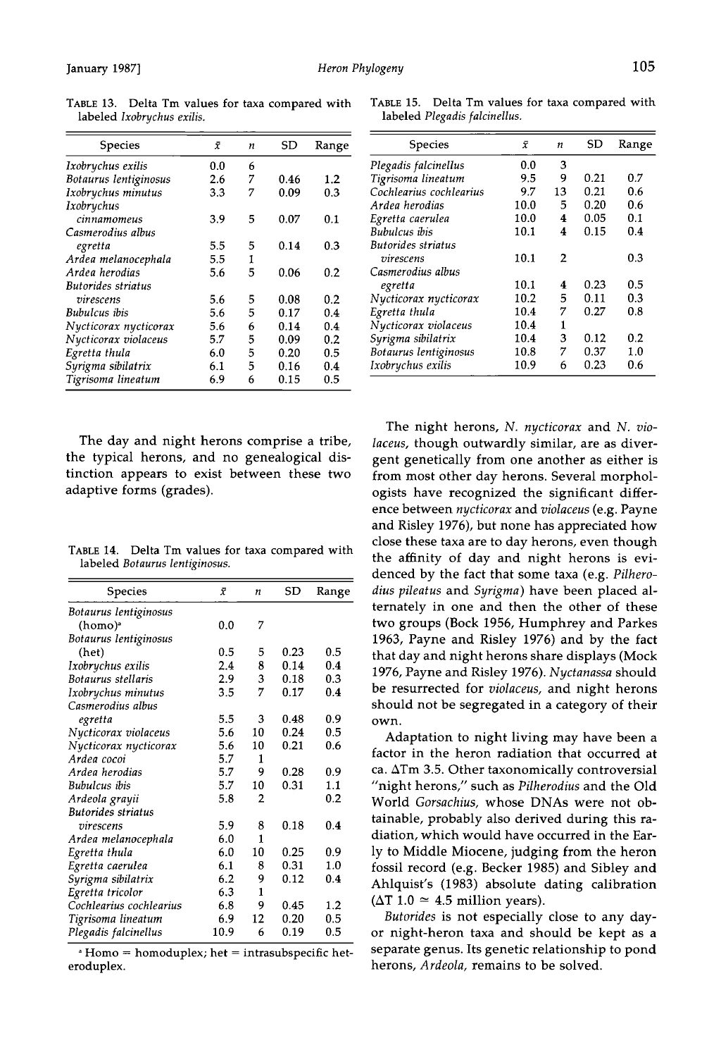TABLE 13. Delta Tm values for taxa compared with labeled *Ixobrychus exilis*.

| Species | $\bar{x}$ | n | SD | Range |
|---|---|---|---|---|
| *Ixobrychus exilis* | 0.0 | 6 | | |
| *Botaurus lentiginosus* | 2.6 | 7 | 0.46 | 1.2 |
| *Ixobrychus minutus* | 3.3 | 7 | 0.09 | 0.3 |
| *Ixobrychus cinnamomeus* | 3.9 | 5 | 0.07 | 0.1 |
| *Casmerodius albus egretta* | 5.5 | 5 | 0.14 | 0.3 |
| *Ardea melanocephala* | 5.5 | 1 | | |
| *Ardea herodias* | 5.6 | 5 | 0.06 | 0.2 |
| *Butorides striatus virescens* | 5.6 | 5 | 0.08 | 0.2 |
| *Bubulcus ibis* | 5.6 | 5 | 0.17 | 0.4 |
| *Nycticorax nycticorax* | 5.6 | 6 | 0.14 | 0.4 |
| *Nycticorax violaceus* | 5.7 | 5 | 0.09 | 0.2 |
| *Egretta thula* | 6.0 | 5 | 0.20 | 0.5 |
| *Syrigma sibilatrix* | 6.1 | 5 | 0.16 | 0.4 |
| *Tigrisoma lineatum* | 6.9 | 6 | 0.15 | 0.5 |

The day and night herons comprise a tribe, the typical herons, and no genealogical distinction appears to exist between these two adaptive forms (grades).

TABLE 14. Delta Tm values for taxa compared with labeled *Botaurus lentiginosus*.

| Species | $\bar{x}$ | n | SD | Range |
|---|---|---|---|---|
| *Botaurus lentiginosus* (homo)[a] | 0.0 | 7 | | |
| *Botaurus lentiginosus* (het) | 0.5 | 5 | 0.23 | 0.5 |
| *Ixobrychus exilis* | 2.4 | 8 | 0.14 | 0.4 |
| *Botaurus stellaris* | 2.9 | 3 | 0.18 | 0.3 |
| *Ixobrychus minutus* | 3.5 | 7 | 0.17 | 0.4 |
| *Casmerodius albus egretta* | 5.5 | 3 | 0.48 | 0.9 |
| *Nycticorax violaceus* | 5.6 | 10 | 0.24 | 0.5 |
| *Nycticorax nycticorax* | 5.6 | 10 | 0.21 | 0.6 |
| *Ardea cocoi* | 5.7 | 1 | | |
| *Ardea herodias* | 5.7 | 9 | 0.28 | 0.9 |
| *Bubulcus ibis* | 5.7 | 10 | 0.31 | 1.1 |
| *Ardeola grayii* | 5.8 | 2 | | 0.2 |
| *Butorides striatus virescens* | 5.9 | 8 | 0.18 | 0.4 |
| *Ardea melanocephala* | 6.0 | 1 | | |
| *Egretta thula* | 6.0 | 10 | 0.25 | 0.9 |
| *Egretta caerulea* | 6.1 | 8 | 0.31 | 1.0 |
| *Syrigma sibilatrix* | 6.2 | 9 | 0.12 | 0.4 |
| *Egretta tricolor* | 6.3 | 1 | | |
| *Cochlearius cochlearius* | 6.8 | 9 | 0.45 | 1.2 |
| *Tigrisoma lineatum* | 6.9 | 12 | 0.20 | 0.5 |
| *Plegadis falcinellus* | 10.9 | 6 | 0.19 | 0.5 |

[a] Homo = homoduplex; het = intrasubspecific heteroduplex.

TABLE 15. Delta Tm values for taxa compared with labeled *Plegadis falcinellus*.

| Species | $\bar{x}$ | n | SD | Range |
|---|---|---|---|---|
| *Plegadis falcinellus* | 0.0 | 3 | | |
| *Tigrisoma lineatum* | 9.5 | 9 | 0.21 | 0.7 |
| *Cochlearius cochlearius* | 9.7 | 13 | 0.21 | 0.6 |
| *Ardea herodias* | 10.0 | 5 | 0.20 | 0.6 |
| *Egretta caerulea* | 10.0 | 4 | 0.05 | 0.1 |
| *Bubulcus ibis* | 10.1 | 4 | 0.15 | 0.4 |
| *Butorides striatus virescens* | 10.1 | 2 | | 0.3 |
| *Casmerodius albus egretta* | 10.1 | 4 | 0.23 | 0.5 |
| *Nycticorax nycticorax* | 10.2 | 5 | 0.11 | 0.3 |
| *Egretta thula* | 10.4 | 7 | 0.27 | 0.8 |
| *Nycticorax violaceus* | 10.4 | 1 | | |
| *Syrigma sibilatrix* | 10.4 | 3 | 0.12 | 0.2 |
| *Botaurus lentiginosus* | 10.8 | 7 | 0.37 | 1.0 |
| *Ixobrychus exilis* | 10.9 | 6 | 0.23 | 0.6 |

The night herons, *N. nycticorax* and *N. violaceus*, though outwardly similar, are as divergent genetically from one another as either is from most other day herons. Several morphologists have recognized the significant difference between *nycticorax* and *violaceus* (e.g. Payne and Risley 1976), but none has appreciated how close these taxa are to day herons, even though the affinity of day and night herons is evidenced by the fact that some taxa (e.g. *Pilherodius pileatus* and *Syrigma*) have been placed alternately in one and then the other of these two groups (Bock 1956, Humphrey and Parkes 1963, Payne and Risley 1976) and by the fact that day and night herons share displays (Mock 1976, Payne and Risley 1976). *Nyctanassa* should be resurrected for *violaceus*, and night herons should not be segregated in a category of their own.

Adaptation to night living may have been a factor in the heron radiation that occurred at ca. $\Delta$Tm 3.5. Other taxonomically controversial "night herons," such as *Pilherodius* and the Old World *Gorsachius*, whose DNAs were not obtainable, probably also derived during this radiation, which would have occurred in the Early to Middle Miocene, judging from the heron fossil record (e.g. Becker 1985) and Sibley and Ahlquist's (1983) absolute dating calibration ($\Delta T\ 1.0 \simeq 4.5$ million years).

*Butorides* is not especially close to any day- or night-heron taxa and should be kept as a separate genus. Its genetic relationship to pond herons, *Ardeola*, remains to be solved.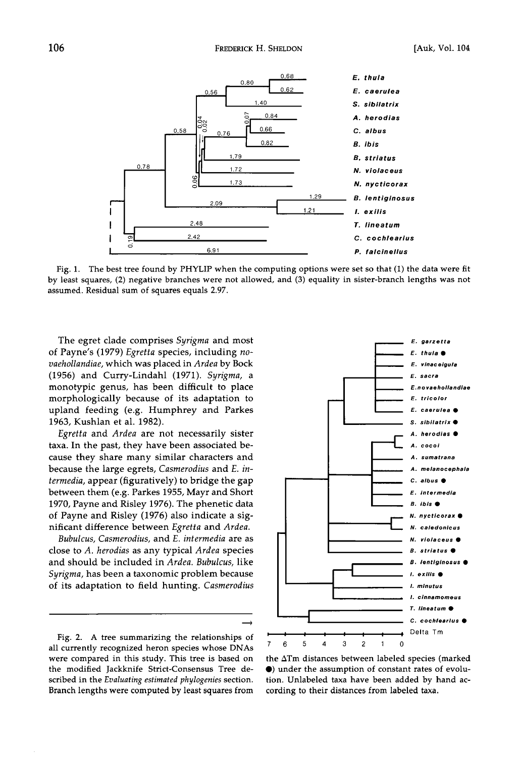Fig. 1. The best tree found by PHYLIP when the computing options were set so that (1) the data were fit by least squares, (2) negative branches were not allowed, and (3) equality in sister-branch lengths was not assumed. Residual sum of squares equals 2.97.

The egret clade comprises *Syrigma* and most of Payne's (1979) *Egretta* species, including *novaehollandiae*, which was placed in *Ardea* by Bock (1956) and Curry-Lindahl (1971). *Syrigma*, a monotypic genus, has been difficult to place morphologically because of its adaptation to upland feeding (e.g. Humphrey and Parkes 1963, Kushlan et al. 1982).

*Egretta* and *Ardea* are not necessarily sister taxa. In the past, they have been associated because they share many similar characters and because the large egrets, *Casmerodius* and *E. intermedia*, appear (figuratively) to bridge the gap between them (e.g. Parkes 1955, Mayr and Short 1970, Payne and Risley 1976). The phenetic data of Payne and Risley (1976) also indicate a significant difference between *Egretta* and *Ardea*.

*Bubulcus*, *Casmerodius*, and *E. intermedia* are as close to *A. herodias* as any typical *Ardea* species and should be included in *Ardea*. *Bubulcus*, like *Syrigma*, has been a taxonomic problem because of its adaptation to field hunting. *Casmerodius*

Fig. 2. A tree summarizing the relationships of all currently recognized heron species whose DNAs were compared in this study. This tree is based on the modified Jackknife Strict-Consensus Tree described in the *Evaluating estimated phylogenies* section. Branch lengths were computed by least squares from the ΔTm distances between labeled species (marked ●) under the assumption of constant rates of evolution. Unlabeled taxa have been added by hand according to their distances from labeled taxa.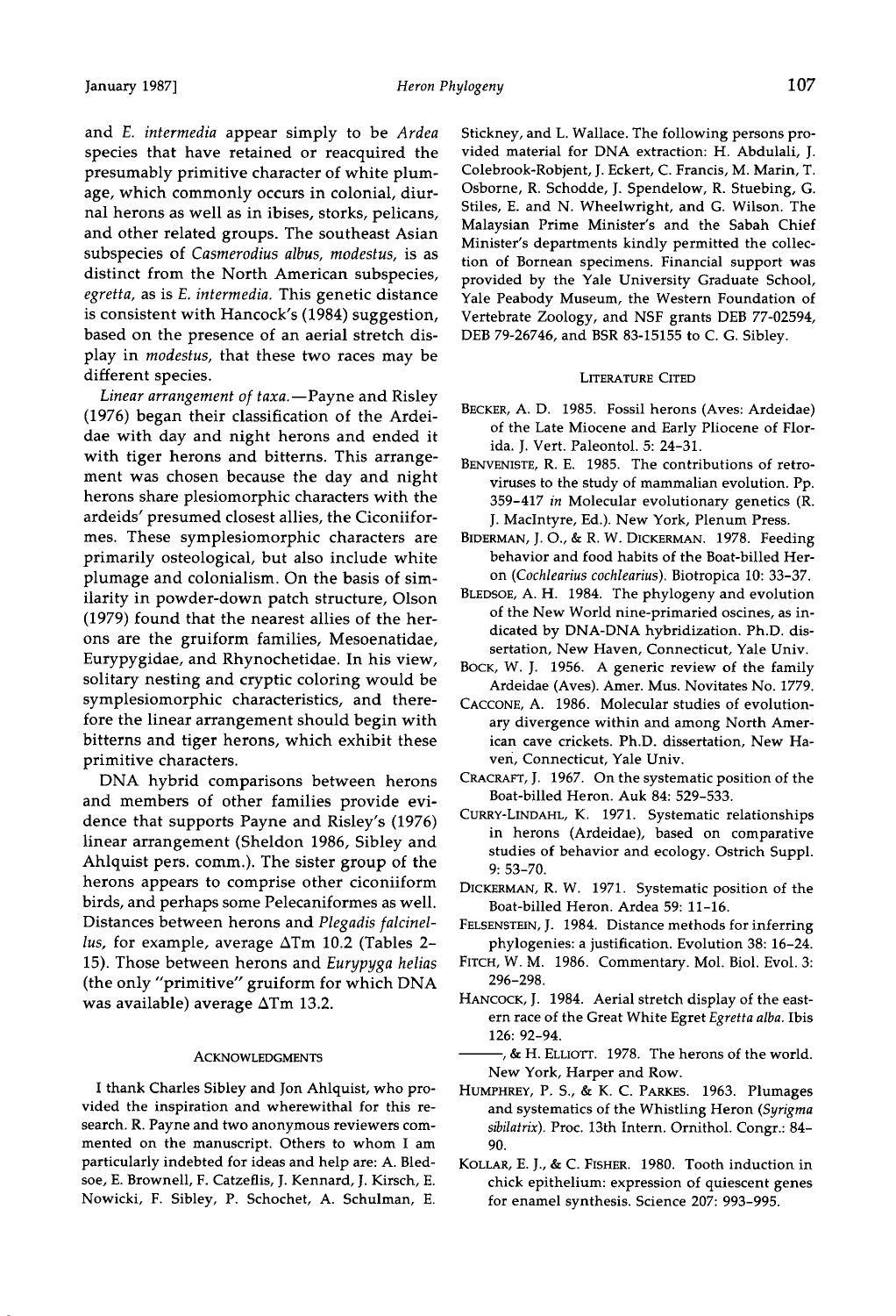and *E. intermedia* appear simply to be *Ardea* species that have retained or reacquired the presumably primitive character of white plumage, which commonly occurs in colonial, diurnal herons as well as in ibises, storks, pelicans, and other related groups. The southeast Asian subspecies of *Casmerodius albus*, *modestus*, is as distinct from the North American subspecies, *egretta*, as is *E. intermedia*. This genetic distance is consistent with Hancock's (1984) suggestion, based on the presence of an aerial stretch display in *modestus*, that these two races may be different species.

*Linear arrangement of taxa.*—Payne and Risley (1976) began their classification of the Ardeidae with day and night herons and ended it with tiger herons and bitterns. This arrangement was chosen because the day and night herons share plesiomorphic characters with the ardeids' presumed closest allies, the Ciconiiformes. These symplesiomorphic characters are primarily osteological, but also include white plumage and colonialism. On the basis of similarity in powder-down patch structure, Olson (1979) found that the nearest allies of the herons are the gruiform families, Mesoenatidae, Eurypygidae, and Rhynochetidae. In his view, solitary nesting and cryptic coloring would be symplesiomorphic characteristics, and therefore the linear arrangement should begin with bitterns and tiger herons, which exhibit these primitive characters.

DNA hybrid comparisons between herons and members of other families provide evidence that supports Payne and Risley's (1976) linear arrangement (Sheldon 1986, Sibley and Ahlquist pers. comm.). The sister group of the herons appears to comprise other ciconiiform birds, and perhaps some Pelecaniformes as well. Distances between herons and *Plegadis falcinellus*, for example, average $\Delta$Tm 10.2 (Tables 2–15). Those between herons and *Eurypyga helias* (the only "primitive" gruiform for which DNA was available) average $\Delta$Tm 13.2.

## Acknowledgments

I thank Charles Sibley and Jon Ahlquist, who provided the inspiration and wherewithal for this research. R. Payne and two anonymous reviewers commented on the manuscript. Others to whom I am particularly indebted for ideas and help are: A. Bledsoe, E. Brownell, F. Catzeflis, J. Kennard, J. Kirsch, E. Nowicki, F. Sibley, P. Schochet, A. Schulman, E. Stickney, and L. Wallace. The following persons provided material for DNA extraction: H. Abdulali, J. Colebrook-Robjent, J. Eckert, C. Francis, M. Marin, T. Osborne, R. Schodde, J. Spendelow, R. Stuebing, G. Stiles, E. and N. Wheelwright, and G. Wilson. The Malaysian Prime Minister's and the Sabah Chief Minister's departments kindly permitted the collection of Bornean specimens. Financial support was provided by the Yale University Graduate School, Yale Peabody Museum, the Western Foundation of Vertebrate Zoology, and NSF grants DEB 77-02594, DEB 79-26746, and BSR 83-15155 to C. G. Sibley.

## Literature Cited

Becker, A. D. 1985. Fossil herons (Aves: Ardeidae) of the Late Miocene and Early Pliocene of Florida. J. Vert. Paleontol. 5: 24–31.

Benveniste, R. E. 1985. The contributions of retroviruses to the study of mammalian evolution. Pp. 359–417 *in* Molecular evolutionary genetics (R. J. MacIntyre, Ed.). New York, Plenum Press.

Biderman, J. O., & R. W. Dickerman. 1978. Feeding behavior and food habits of the Boat-billed Heron (*Cochlearius cochlearius*). Biotropica 10: 33–37.

Bledsoe, A. H. 1984. The phylogeny and evolution of the New World nine-primaried oscines, as indicated by DNA-DNA hybridization. Ph.D. dissertation, New Haven, Connecticut, Yale Univ.

Bock, W. J. 1956. A generic review of the family Ardeidae (Aves). Amer. Mus. Novitates No. 1779.

Caccone, A. 1986. Molecular studies of evolutionary divergence within and among North American cave crickets. Ph.D. dissertation, New Haven, Connecticut, Yale Univ.

Cracraft, J. 1967. On the systematic position of the Boat-billed Heron. Auk 84: 529–533.

Curry-Lindahl, K. 1971. Systematic relationships in herons (Ardeidae), based on comparative studies of behavior and ecology. Ostrich Suppl. 9: 53–70.

Dickerman, R. W. 1971. Systematic position of the Boat-billed Heron. Ardea 59: 11–16.

Felsenstein, J. 1984. Distance methods for inferring phylogenies: a justification. Evolution 38: 16–24.

Fitch, W. M. 1986. Commentary. Mol. Biol. Evol. 3: 296–298.

Hancock, J. 1984. Aerial stretch display of the eastern race of the Great White Egret *Egretta alba*. Ibis 126: 92–94.

———, & H. Elliott. 1978. The herons of the world. New York, Harper and Row.

Humphrey, P. S., & K. C. Parkes. 1963. Plumages and systematics of the Whistling Heron (*Syrigma sibilatrix*). Proc. 13th Intern. Ornithol. Congr.: 84–90.

Kollar, E. J., & C. Fisher. 1980. Tooth induction in chick epithelium: expression of quiescent genes for enamel synthesis. Science 207: 993–995.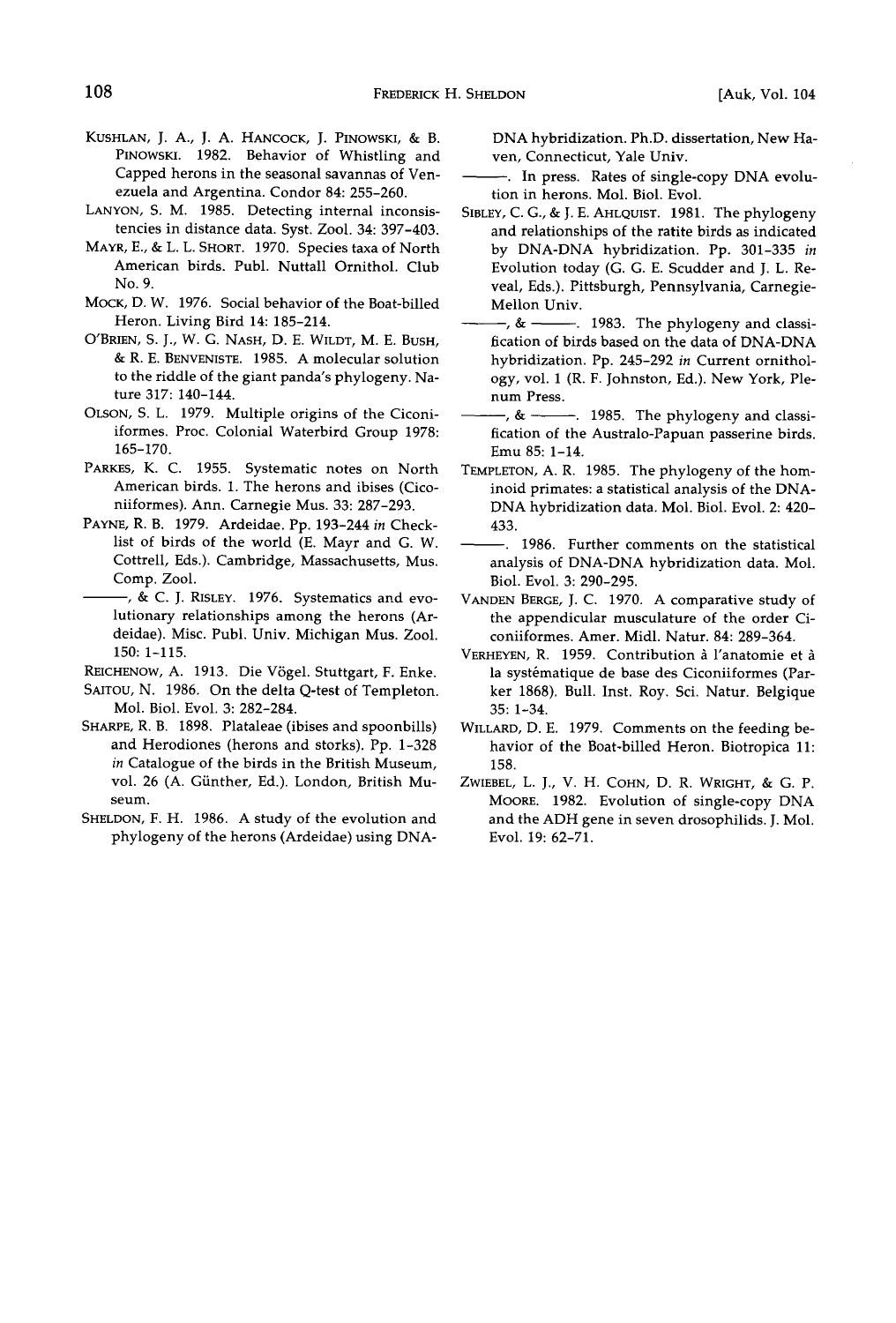KUSHLAN, J. A., J. A. HANCOCK, J. PINOWSKI, & B. PINOWSKI. 1982. Behavior of Whistling and Capped herons in the seasonal savannas of Venezuela and Argentina. Condor 84: 255–260.

LANYON, S. M. 1985. Detecting internal inconsistencies in distance data. Syst. Zool. 34: 397–403.

MAYR, E., & L. L. SHORT. 1970. Species taxa of North American birds. Publ. Nuttall Ornithol. Club No. 9.

MOCK, D. W. 1976. Social behavior of the Boat-billed Heron. Living Bird 14: 185–214.

O'BRIEN, S. J., W. G. NASH, D. E. WILDT, M. E. BUSH, & R. E. BENVENISTE. 1985. A molecular solution to the riddle of the giant panda's phylogeny. Nature 317: 140–144.

OLSON, S. L. 1979. Multiple origins of the Ciconiiformes. Proc. Colonial Waterbird Group 1978: 165–170.

PARKES, K. C. 1955. Systematic notes on North American birds. 1. The herons and ibises (Ciconiiformes). Ann. Carnegie Mus. 33: 287–293.

PAYNE, R. B. 1979. Ardeidae. Pp. 193–244 *in* Check-list of birds of the world (E. Mayr and G. W. Cottrell, Eds.). Cambridge, Massachusetts, Mus. Comp. Zool.

———, & C. J. RISLEY. 1976. Systematics and evolutionary relationships among the herons (Ardeidae). Misc. Publ. Univ. Michigan Mus. Zool. 150: 1–115.

REICHENOW, A. 1913. Die Vögel. Stuttgart, F. Enke.

SAITOU, N. 1986. On the delta Q-test of Templeton. Mol. Biol. Evol. 3: 282–284.

SHARPE, R. B. 1898. Plataleae (ibises and spoonbills) and Herodiones (herons and storks). Pp. 1–328 *in* Catalogue of the birds in the British Museum, vol. 26 (A. Günther, Ed.). London, British Museum.

SHELDON, F. H. 1986. A study of the evolution and phylogeny of the herons (Ardeidae) using DNA-DNA hybridization. Ph.D. dissertation, New Haven, Connecticut, Yale Univ.

———. In press. Rates of single-copy DNA evolution in herons. Mol. Biol. Evol.

SIBLEY, C. G., & J. E. AHLQUIST. 1981. The phylogeny and relationships of the ratite birds as indicated by DNA-DNA hybridization. Pp. 301–335 *in* Evolution today (G. G. E. Scudder and J. L. Reveal, Eds.). Pittsburgh, Pennsylvania, Carnegie-Mellon Univ.

———, & ———. 1983. The phylogeny and classification of birds based on the data of DNA-DNA hybridization. Pp. 245–292 *in* Current ornithology, vol. 1 (R. F. Johnston, Ed.). New York, Plenum Press.

———, & ———. 1985. The phylogeny and classification of the Australo-Papuan passerine birds. Emu 85: 1–14.

TEMPLETON, A. R. 1985. The phylogeny of the hominoid primates: a statistical analysis of the DNA-DNA hybridization data. Mol. Biol. Evol. 2: 420–433.

———. 1986. Further comments on the statistical analysis of DNA-DNA hybridization data. Mol. Biol. Evol. 3: 290–295.

VANDEN BERGE, J. C. 1970. A comparative study of the appendicular musculature of the order Ciconiiformes. Amer. Midl. Natur. 84: 289–364.

VERHEYEN, R. 1959. Contribution à l'anatomie et à la systématique de base des Ciconiiformes (Parker 1868). Bull. Inst. Roy. Sci. Natur. Belgique 35: 1–34.

WILLARD, D. E. 1979. Comments on the feeding behavior of the Boat-billed Heron. Biotropica 11: 158.

ZWIEBEL, L. J., V. H. COHN, D. R. WRIGHT, & G. P. MOORE. 1982. Evolution of single-copy DNA and the ADH gene in seven drosophilids. J. Mol. Evol. 19: 62–71.